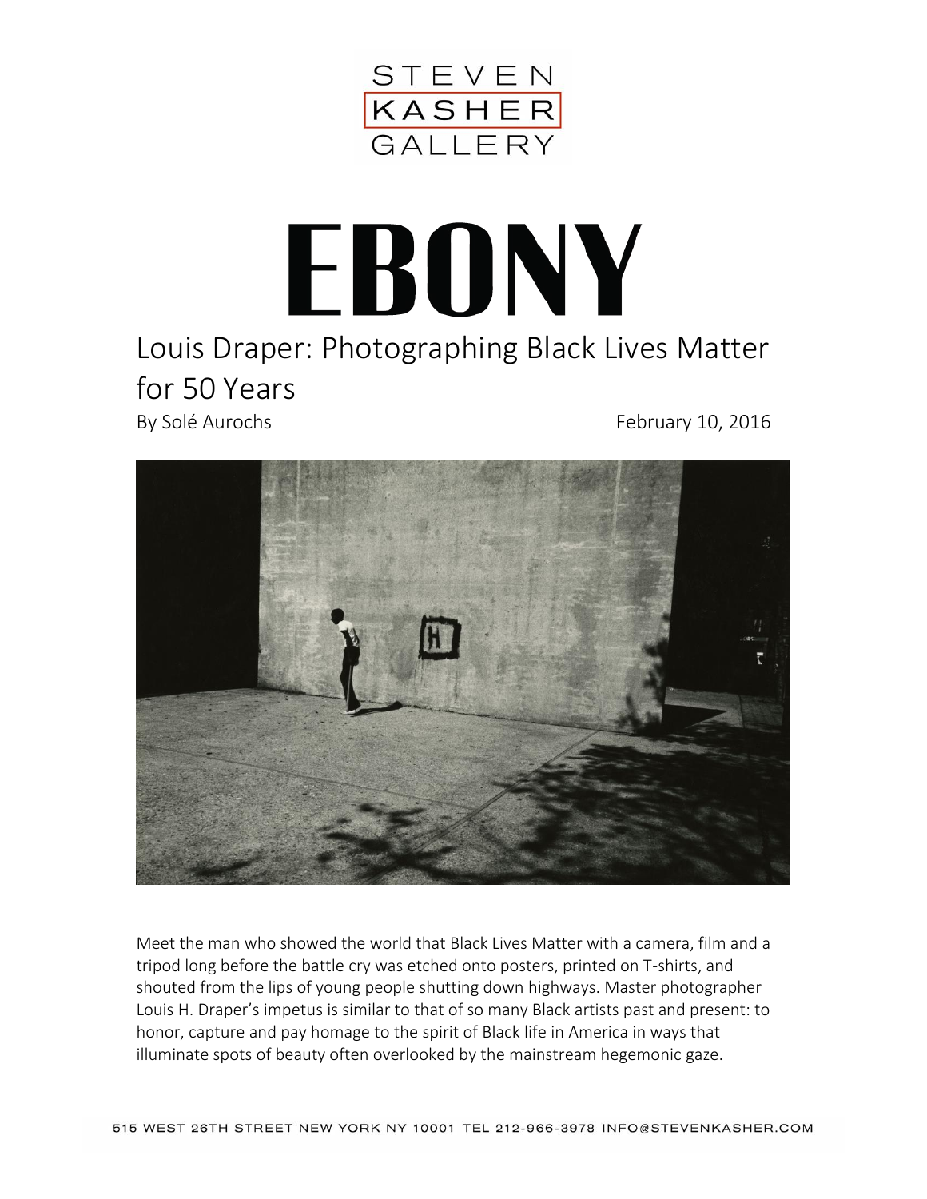STEVEN KASHER GALLERY

# EBONY

## Louis Draper: Photographing Black Lives Matter for 50 Years

By Solé Aurochs

February 10, 2016

Meet the man who showed the world that Black Lives Matter with a camera, film and a tripod long before the battle cry was etched onto posters, printed on T-shirts, and shouted from the lips of young people shutting down highways. Master photographer Louis H. Draper's impetus is similar to that of so many Black artists past and present: to honor, capture and pay homage to the spirit of Black life in America in ways that illuminate spots of beauty often overlooked by the mainstream hegemonic gaze.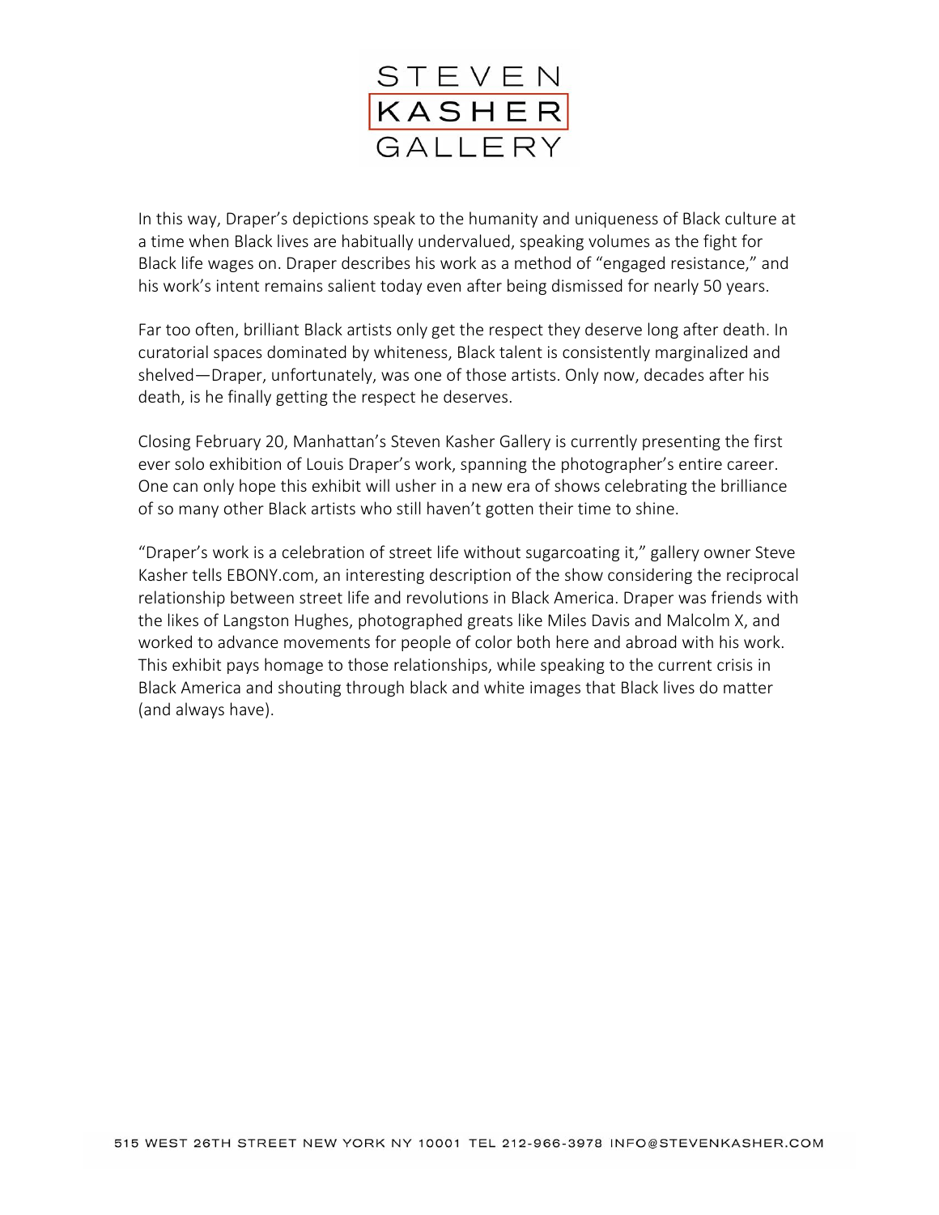In this way, Draper's depictions speak to the humanity and uniqueness of Black culture at a time when Black lives are habitually undervalued, speaking volumes as the fight for Black life wages on. Draper describes his work as a method of "engaged resistance," and his work's intent remains salient today even after being dismissed for nearly 50 years.

Far too often, brilliant Black artists only get the respect they deserve long after death. In curatorial spaces dominated by whiteness, Black talent is consistently marginalized and shelved—Draper, unfortunately, was one of those artists. Only now, decades after his death, is he finally getting the respect he deserves.

Closing February 20, Manhattan's Steven Kasher Gallery is currently presenting the first ever solo exhibition of Louis Draper's work, spanning the photographer's entire career. One can only hope this exhibit will usher in a new era of shows celebrating the brilliance of so many other Black artists who still haven't gotten their time to shine.

"Draper's work is a celebration of street life without sugarcoating it," gallery owner Steve Kasher tells EBONY.com, an interesting description of the show considering the reciprocal relationship between street life and revolutions in Black America. Draper was friends with the likes of Langston Hughes, photographed greats like Miles Davis and Malcolm X, and worked to advance movements for people of color both here and abroad with his work. This exhibit pays homage to those relationships, while speaking to the current crisis in Black America and shouting through black and white images that Black lives do matter (and always have).